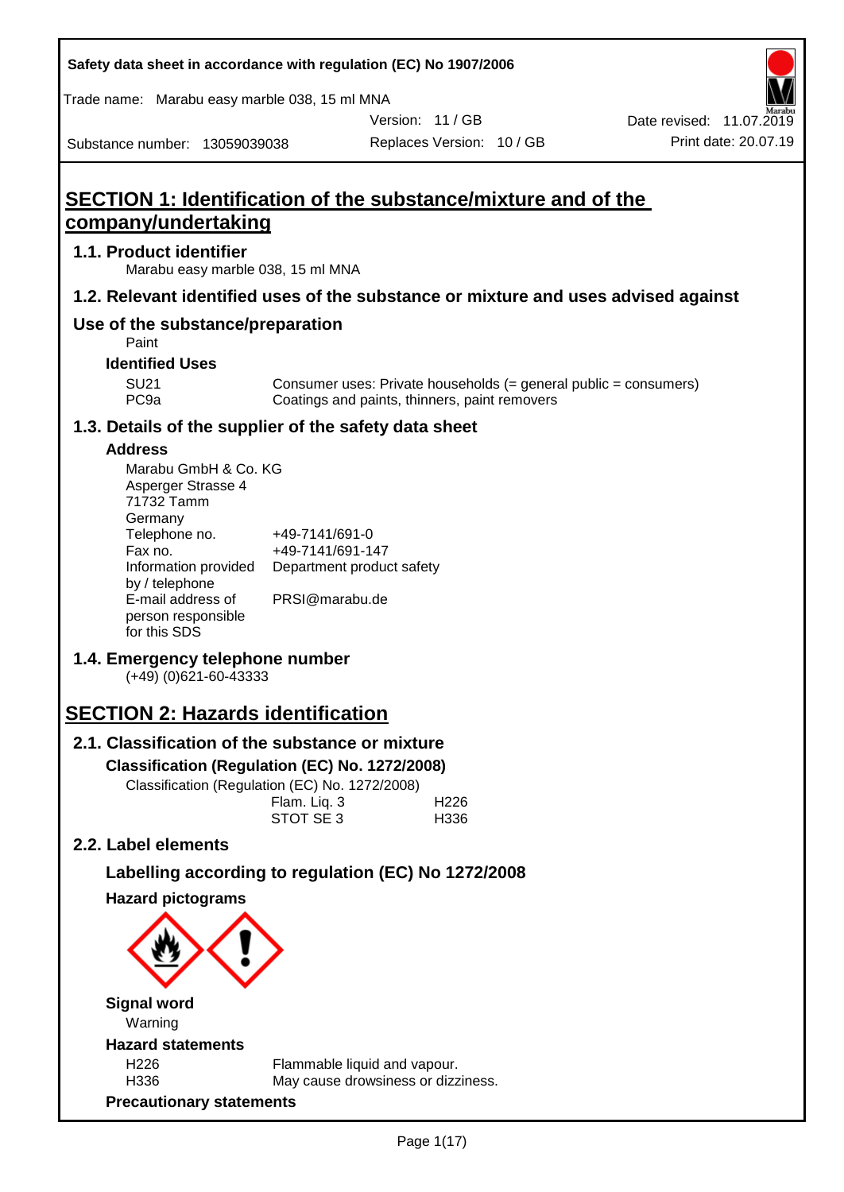Safety data sheet in accordance with regulation (EC) No 1907/2006

Trade name: Marabu easy marble 038, 15 ml MNA

Version: 11 / GB
Date revised: 11.07.2019
Substance number: 13059039038
Replaces Version: 10 / GB
Print date: 20.07.19

# SECTION 1: Identification of the substance/mixture and of the company/undertaking

## 1.1. Product identifier

Marabu easy marble 038, 15 ml MNA

## 1.2. Relevant identified uses of the substance or mixture and uses advised against

## Use of the substance/preparation

Paint

### Identified Uses

| | |
|---|---|
| SU21 | Consumer uses: Private households (= general public = consumers) |
| PC9a | Coatings and paints, thinners, paint removers |

## 1.3. Details of the supplier of the safety data sheet

### Address

Marabu GmbH & Co. KG
Asperger Strasse 4
71732 Tamm
Germany

| | |
|---|---|
| Telephone no. | +49-7141/691-0 |
| Fax no. | +49-7141/691-147 |
| Information provided by / telephone | Department product safety |
| E-mail address of person responsible for this SDS | PRSI@marabu.de |

## 1.4. Emergency telephone number

(+49) (0)621-60-43333

# SECTION 2: Hazards identification

## 2.1. Classification of the substance or mixture

### Classification (Regulation (EC) No. 1272/2008)

Classification (Regulation (EC) No. 1272/2008)

| | |
|---|---|
| Flam. Liq. 3 | H226 |
| STOT SE 3 | H336 |

## 2.2. Label elements

### Labelling according to regulation (EC) No 1272/2008

### Hazard pictograms

### Signal word

Warning

### Hazard statements

| | |
|---|---|
| H226 | Flammable liquid and vapour. |
| H336 | May cause drowsiness or dizziness. |

### Precautionary statements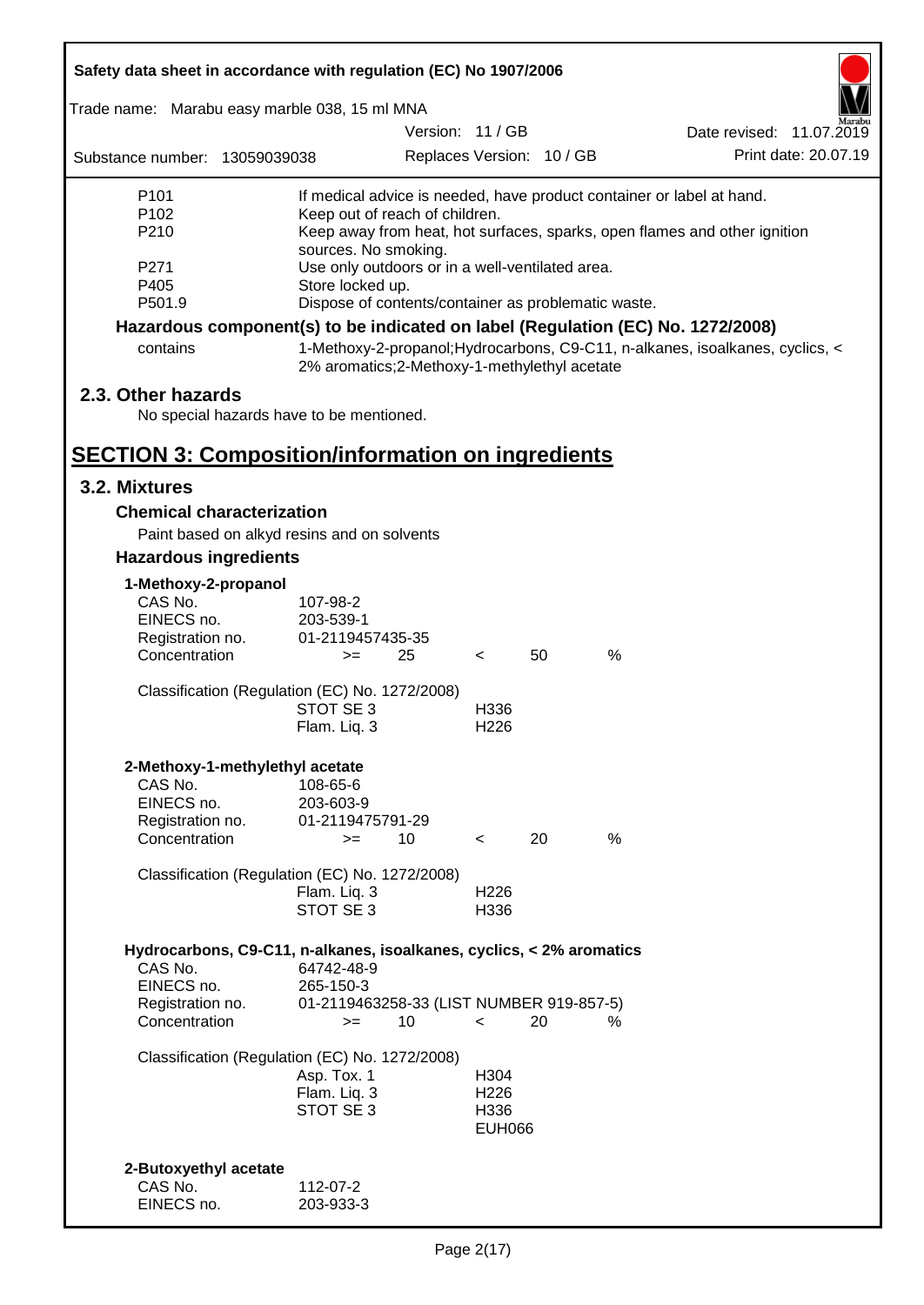| | |
|---|---|
| P101 | If medical advice is needed, have product container or label at hand. |
| P102 | Keep out of reach of children. |
| P210 | Keep away from heat, hot surfaces, sparks, open flames and other ignition sources. No smoking. |
| P271 | Use only outdoors or in a well-ventilated area. |
| P405 | Store locked up. |
| P501.9 | Dispose of contents/container as problematic waste. |

**Hazardous component(s) to be indicated on label (Regulation (EC) No. 1272/2008)**

| | |
|---|---|
| contains | 1-Methoxy-2-propanol;Hydrocarbons, C9-C11, n-alkanes, isoalkanes, cyclics, < 2% aromatics;2-Methoxy-1-methylethyl acetate |

## 2.3. Other hazards

No special hazards have to be mentioned.

# SECTION 3: Composition/information on ingredients

## 3.2. Mixtures

### Chemical characterization

Paint based on alkyd resins and on solvents

### Hazardous ingredients

**1-Methoxy-2-propanol**

| | | | | | |
|---|---|---|---|---|---|
| CAS No. | 107-98-2 | | | | |
| EINECS no. | 203-539-1 | | | | |
| Registration no. | 01-2119457435-35 | | | | |
| Concentration | >= | 25 | < | 50 | % |

Classification (Regulation (EC) No. 1272/2008)

| | |
|---|---|
| STOT SE 3 | H336 |
| Flam. Liq. 3 | H226 |

**2-Methoxy-1-methylethyl acetate**

| | | | | | |
|---|---|---|---|---|---|
| CAS No. | 108-65-6 | | | | |
| EINECS no. | 203-603-9 | | | | |
| Registration no. | 01-2119475791-29 | | | | |
| Concentration | >= | 10 | < | 20 | % |

Classification (Regulation (EC) No. 1272/2008)

| | |
|---|---|
| Flam. Liq. 3 | H226 |
| STOT SE 3 | H336 |

**Hydrocarbons, C9-C11, n-alkanes, isoalkanes, cyclics, < 2% aromatics**

| | | | | | |
|---|---|---|---|---|---|
| CAS No. | 64742-48-9 | | | | |
| EINECS no. | 265-150-3 | | | | |
| Registration no. | 01-2119463258-33 (LIST NUMBER 919-857-5) | | | | |
| Concentration | >= | 10 | < | 20 | % |

Classification (Regulation (EC) No. 1272/2008)

| | |
|---|---|
| Asp. Tox. 1 | H304 |
| Flam. Liq. 3 | H226 |
| STOT SE 3 | H336 |
| | EUH066 |

**2-Butoxyethyl acetate**

| | |
|---|---|
| CAS No. | 112-07-2 |
| EINECS no. | 203-933-3 |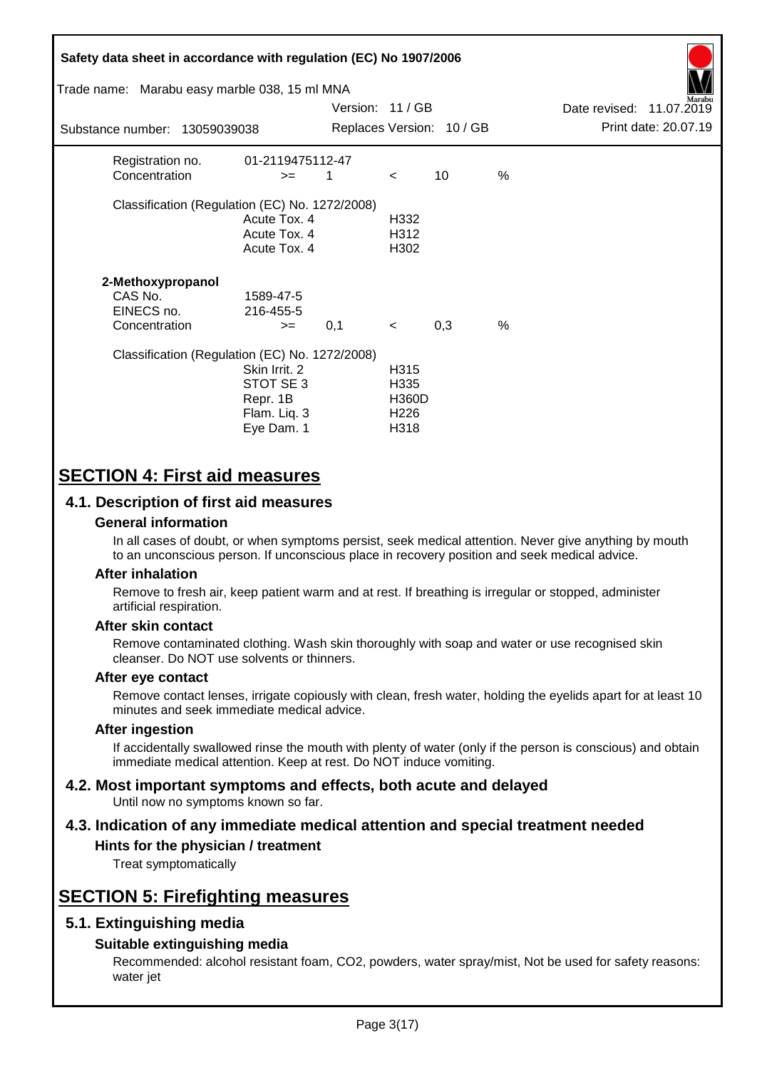| | | | | | |
|---|---|---|---|---|---|
| Registration no. | 01-2119475112-47 | | | | |
| Concentration | >= | 1 | < | 10 | % |

Classification (Regulation (EC) No. 1272/2008)

| | |
|---|---|
| Acute Tox. 4 | H332 |
| Acute Tox. 4 | H312 |
| Acute Tox. 4 | H302 |

**2-Methoxypropanol**

| | | | | | |
|---|---|---|---|---|---|
| CAS No. | 1589-47-5 | | | | |
| EINECS no. | 216-455-5 | | | | |
| Concentration | >= | 0,1 | < | 0,3 | % |

Classification (Regulation (EC) No. 1272/2008)

| | |
|---|---|
| Skin Irrit. 2 | H315 |
| STOT SE 3 | H335 |
| Repr. 1B | H360D |
| Flam. Liq. 3 | H226 |
| Eye Dam. 1 | H318 |

# SECTION 4: First aid measures

## 4.1. Description of first aid measures

### General information

In all cases of doubt, or when symptoms persist, seek medical attention. Never give anything by mouth to an unconscious person. If unconscious place in recovery position and seek medical advice.

### After inhalation

Remove to fresh air, keep patient warm and at rest. If breathing is irregular or stopped, administer artificial respiration.

### After skin contact

Remove contaminated clothing. Wash skin thoroughly with soap and water or use recognised skin cleanser. Do NOT use solvents or thinners.

### After eye contact

Remove contact lenses, irrigate copiously with clean, fresh water, holding the eyelids apart for at least 10 minutes and seek immediate medical advice.

### After ingestion

If accidentally swallowed rinse the mouth with plenty of water (only if the person is conscious) and obtain immediate medical attention. Keep at rest. Do NOT induce vomiting.

## 4.2. Most important symptoms and effects, both acute and delayed

Until now no symptoms known so far.

## 4.3. Indication of any immediate medical attention and special treatment needed

### Hints for the physician / treatment

Treat symptomatically

# SECTION 5: Firefighting measures

## 5.1. Extinguishing media

### Suitable extinguishing media

Recommended: alcohol resistant foam, $CO_2$, powders, water spray/mist, Not be used for safety reasons: water jet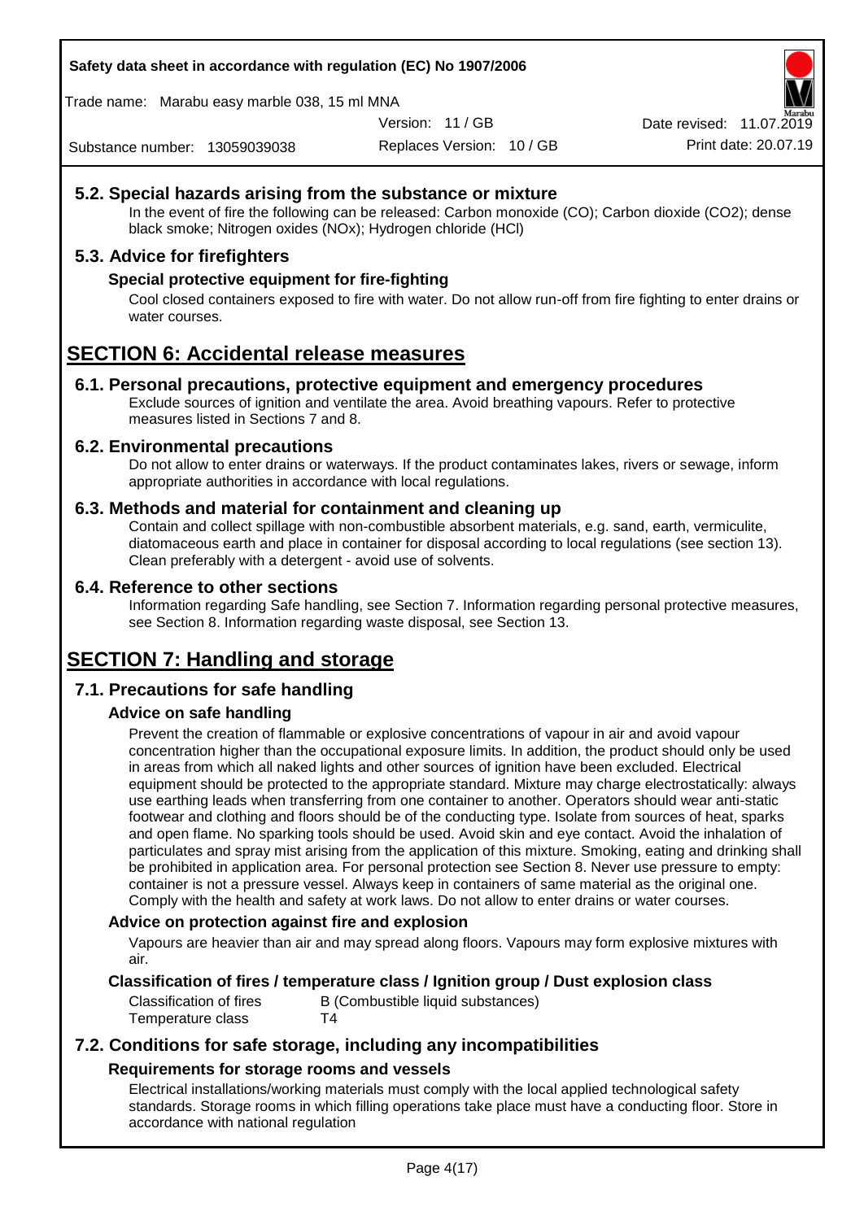### 5.2. Special hazards arising from the substance or mixture

In the event of fire the following can be released: Carbon monoxide (CO); Carbon dioxide ($CO_2$); dense black smoke; Nitrogen oxides (NOx); Hydrogen chloride (HCl)

### 5.3. Advice for firefighters

#### Special protective equipment for fire-fighting

Cool closed containers exposed to fire with water. Do not allow run-off from fire fighting to enter drains or water courses.

## SECTION 6: Accidental release measures

### 6.1. Personal precautions, protective equipment and emergency procedures

Exclude sources of ignition and ventilate the area. Avoid breathing vapours. Refer to protective measures listed in Sections 7 and 8.

### 6.2. Environmental precautions

Do not allow to enter drains or waterways. If the product contaminates lakes, rivers or sewage, inform appropriate authorities in accordance with local regulations.

### 6.3. Methods and material for containment and cleaning up

Contain and collect spillage with non-combustible absorbent materials, e.g. sand, earth, vermiculite, diatomaceous earth and place in container for disposal according to local regulations (see section 13). Clean preferably with a detergent - avoid use of solvents.

### 6.4. Reference to other sections

Information regarding Safe handling, see Section 7. Information regarding personal protective measures, see Section 8. Information regarding waste disposal, see Section 13.

## SECTION 7: Handling and storage

### 7.1. Precautions for safe handling

#### Advice on safe handling

Prevent the creation of flammable or explosive concentrations of vapour in air and avoid vapour concentration higher than the occupational exposure limits. In addition, the product should only be used in areas from which all naked lights and other sources of ignition have been excluded. Electrical equipment should be protected to the appropriate standard. Mixture may charge electrostatically: always use earthing leads when transferring from one container to another. Operators should wear anti-static footwear and clothing and floors should be of the conducting type. Isolate from sources of heat, sparks and open flame. No sparking tools should be used. Avoid skin and eye contact. Avoid the inhalation of particulates and spray mist arising from the application of this mixture. Smoking, eating and drinking shall be prohibited in application area. For personal protection see Section 8. Never use pressure to empty: container is not a pressure vessel. Always keep in containers of same material as the original one. Comply with the health and safety at work laws. Do not allow to enter drains or water courses.

#### Advice on protection against fire and explosion

Vapours are heavier than air and may spread along floors. Vapours may form explosive mixtures with air.

#### Classification of fires / temperature class / Ignition group / Dust explosion class

| | |
|---|---|
| Classification of fires | B (Combustible liquid substances) |
| Temperature class | T4 |

### 7.2. Conditions for safe storage, including any incompatibilities

#### Requirements for storage rooms and vessels

Electrical installations/working materials must comply with the local applied technological safety standards. Storage rooms in which filling operations take place must have a conducting floor. Store in accordance with national regulation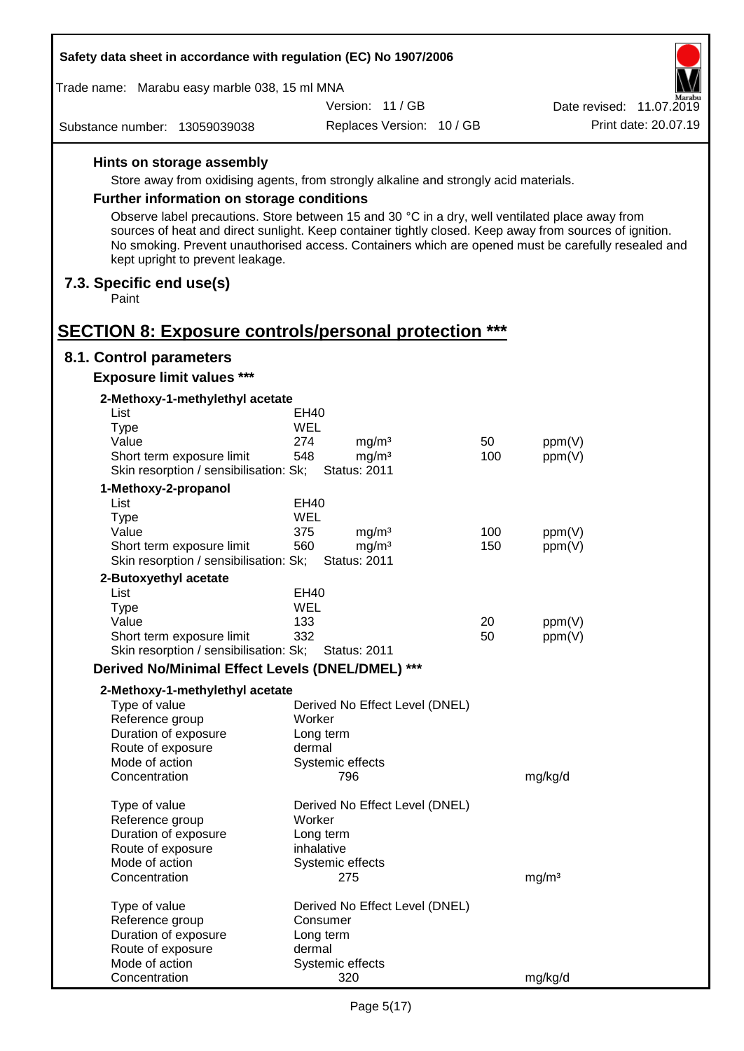#### Hints on storage assembly

Store away from oxidising agents, from strongly alkaline and strongly acid materials.

#### Further information on storage conditions

Observe label precautions. Store between 15 and 30 °C in a dry, well ventilated place away from sources of heat and direct sunlight. Keep container tightly closed. Keep away from sources of ignition. No smoking. Prevent unauthorised access. Containers which are opened must be carefully resealed and kept upright to prevent leakage.

### 7.3. Specific end use(s)

Paint

## SECTION 8: Exposure controls/personal protection ***

### 8.1. Control parameters

#### Exposure limit values ***

**2-Methoxy-1-methylethyl acetate**

| | | | | |
|---|---|---|---|---|
| List | EH40 | | | |
| Type | WEL | | | |
| Value | 274 | mg/m³ | 50 | ppm(V) |
| Short term exposure limit | 548 | mg/m³ | 100 | ppm(V) |
| Skin resorption / sensibilisation: Sk; | Status: 2011 | | | |

**1-Methoxy-2-propanol**

| | | | | |
|---|---|---|---|---|
| List | EH40 | | | |
| Type | WEL | | | |
| Value | 375 | mg/m³ | 100 | ppm(V) |
| Short term exposure limit | 560 | mg/m³ | 150 | ppm(V) |
| Skin resorption / sensibilisation: Sk; | Status: 2011 | | | |

**2-Butoxyethyl acetate**

| | | | | |
|---|---|---|---|---|
| List | EH40 | | | |
| Type | WEL | | | |
| Value | 133 | | 20 | ppm(V) |
| Short term exposure limit | 332 | | 50 | ppm(V) |
| Skin resorption / sensibilisation: Sk; | Status: 2011 | | | |

#### Derived No/Minimal Effect Levels (DNEL/DMEL) ***

**2-Methoxy-1-methylethyl acetate**

| | | |
|---|---|---|
| Type of value | Derived No Effect Level (DNEL) | |
| Reference group | Worker | |
| Duration of exposure | Long term | |
| Route of exposure | dermal | |
| Mode of action | Systemic effects | |
| Concentration | 796 | mg/kg/d |

| | | |
|---|---|---|
| Type of value | Derived No Effect Level (DNEL) | |
| Reference group | Worker | |
| Duration of exposure | Long term | |
| Route of exposure | inhalative | |
| Mode of action | Systemic effects | |
| Concentration | 275 | mg/m³ |

| | | |
|---|---|---|
| Type of value | Derived No Effect Level (DNEL) | |
| Reference group | Consumer | |
| Duration of exposure | Long term | |
| Route of exposure | dermal | |
| Mode of action | Systemic effects | |
| Concentration | 320 | mg/kg/d |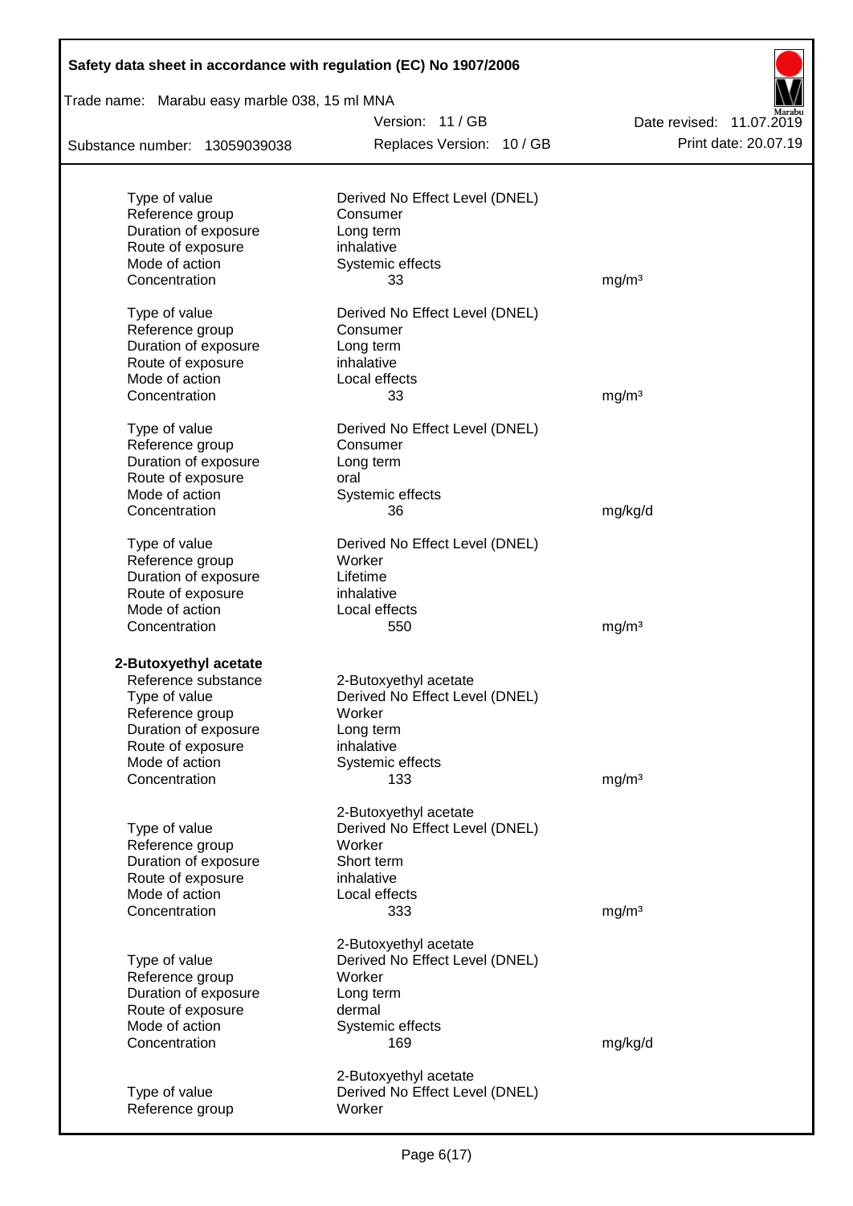| | | |
|---|---|---|
| Type of value | Derived No Effect Level (DNEL) | |
| Reference group | Consumer | |
| Duration of exposure | Long term | |
| Route of exposure | inhalative | |
| Mode of action | Systemic effects | |
| Concentration | 33 | mg/m³ |
| | | |
| Type of value | Derived No Effect Level (DNEL) | |
| Reference group | Consumer | |
| Duration of exposure | Long term | |
| Route of exposure | inhalative | |
| Mode of action | Local effects | |
| Concentration | 33 | mg/m³ |
| | | |
| Type of value | Derived No Effect Level (DNEL) | |
| Reference group | Consumer | |
| Duration of exposure | Long term | |
| Route of exposure | oral | |
| Mode of action | Systemic effects | |
| Concentration | 36 | mg/kg/d |
| | | |
| Type of value | Derived No Effect Level (DNEL) | |
| Reference group | Worker | |
| Duration of exposure | Lifetime | |
| Route of exposure | inhalative | |
| Mode of action | Local effects | |
| Concentration | 550 | mg/m³ |

**2-Butoxyethyl acetate**

| | | |
|---|---|---|
| Reference substance | 2-Butoxyethyl acetate | |
| Type of value | Derived No Effect Level (DNEL) | |
| Reference group | Worker | |
| Duration of exposure | Long term | |
| Route of exposure | inhalative | |
| Mode of action | Systemic effects | |
| Concentration | 133 | mg/m³ |
| | | |
| | 2-Butoxyethyl acetate | |
| Type of value | Derived No Effect Level (DNEL) | |
| Reference group | Worker | |
| Duration of exposure | Short term | |
| Route of exposure | inhalative | |
| Mode of action | Local effects | |
| Concentration | 333 | mg/m³ |
| | | |
| | 2-Butoxyethyl acetate | |
| Type of value | Derived No Effect Level (DNEL) | |
| Reference group | Worker | |
| Duration of exposure | Long term | |
| Route of exposure | dermal | |
| Mode of action | Systemic effects | |
| Concentration | 169 | mg/kg/d |
| | | |
| | 2-Butoxyethyl acetate | |
| Type of value | Derived No Effect Level (DNEL) | |
| Reference group | Worker | |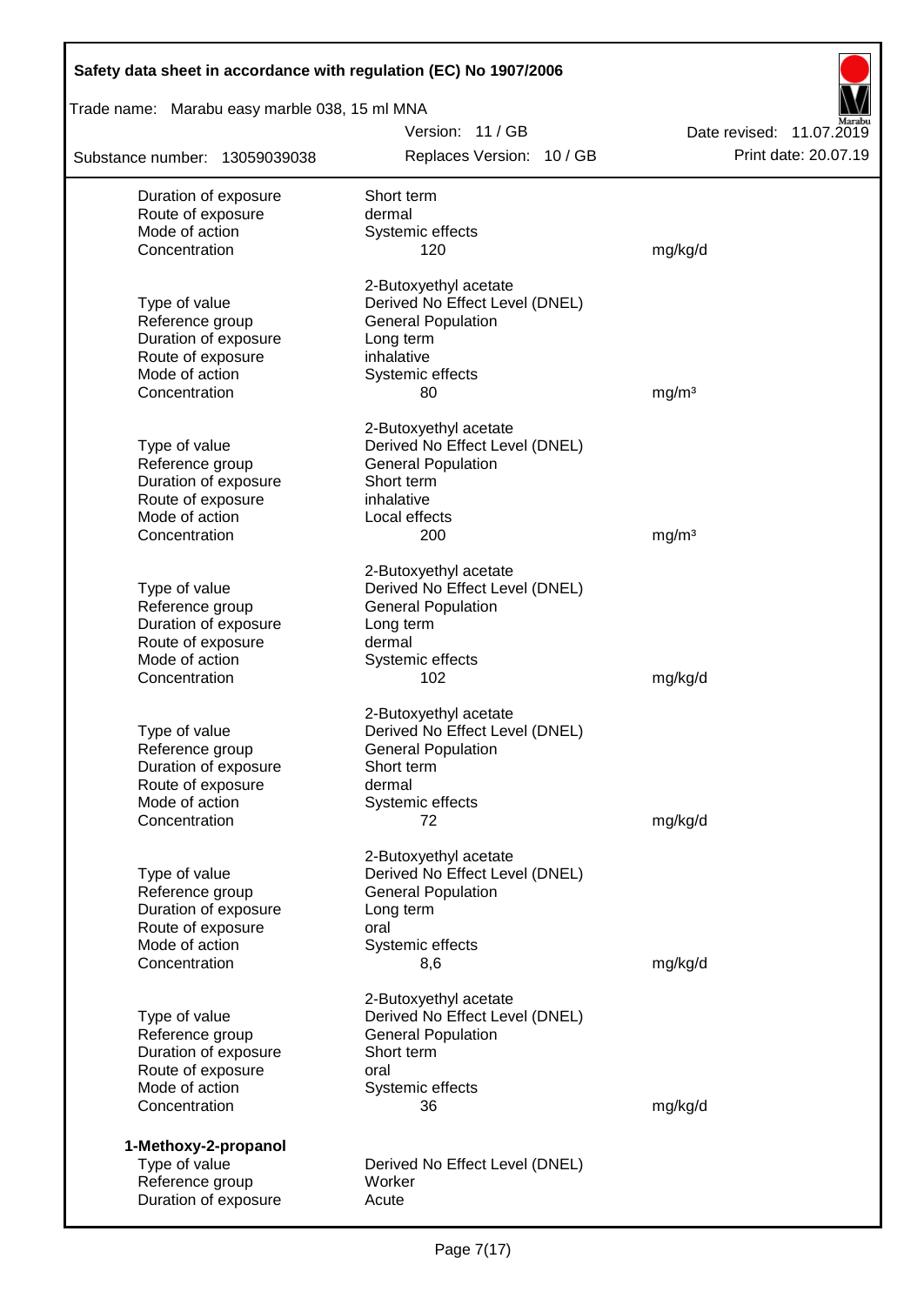| | | |
|---|---|---|
| Duration of exposure | Short term | |
| Route of exposure | dermal | |
| Mode of action | Systemic effects | |
| Concentration | 120 | mg/kg/d |
| | 2-Butoxyethyl acetate | |
| Type of value | Derived No Effect Level (DNEL) | |
| Reference group | General Population | |
| Duration of exposure | Long term | |
| Route of exposure | inhalative | |
| Mode of action | Systemic effects | |
| Concentration | 80 | mg/m³ |
| | 2-Butoxyethyl acetate | |
| Type of value | Derived No Effect Level (DNEL) | |
| Reference group | General Population | |
| Duration of exposure | Short term | |
| Route of exposure | inhalative | |
| Mode of action | Local effects | |
| Concentration | 200 | mg/m³ |
| | 2-Butoxyethyl acetate | |
| Type of value | Derived No Effect Level (DNEL) | |
| Reference group | General Population | |
| Duration of exposure | Long term | |
| Route of exposure | dermal | |
| Mode of action | Systemic effects | |
| Concentration | 102 | mg/kg/d |
| | 2-Butoxyethyl acetate | |
| Type of value | Derived No Effect Level (DNEL) | |
| Reference group | General Population | |
| Duration of exposure | Short term | |
| Route of exposure | dermal | |
| Mode of action | Systemic effects | |
| Concentration | 72 | mg/kg/d |
| | 2-Butoxyethyl acetate | |
| Type of value | Derived No Effect Level (DNEL) | |
| Reference group | General Population | |
| Duration of exposure | Long term | |
| Route of exposure | oral | |
| Mode of action | Systemic effects | |
| Concentration | 8,6 | mg/kg/d |
| | 2-Butoxyethyl acetate | |
| Type of value | Derived No Effect Level (DNEL) | |
| Reference group | General Population | |
| Duration of exposure | Short term | |
| Route of exposure | oral | |
| Mode of action | Systemic effects | |
| Concentration | 36 | mg/kg/d |

**1-Methoxy-2-propanol**

| | | |
|---|---|---|
| Type of value | Derived No Effect Level (DNEL) | |
| Reference group | Worker | |
| Duration of exposure | Acute | |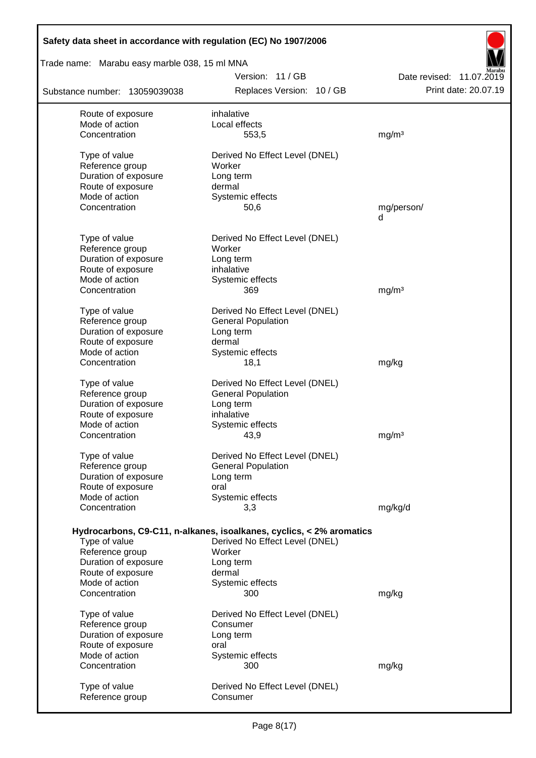| | | |
|---|---|---|
| Route of exposure | inhalative | |
| Mode of action | Local effects | |
| Concentration | 553,5 | mg/m³ |
| | | |
| Type of value | Derived No Effect Level (DNEL) | |
| Reference group | Worker | |
| Duration of exposure | Long term | |
| Route of exposure | dermal | |
| Mode of action | Systemic effects | |
| Concentration | 50,6 | mg/person/d |
| | | |
| Type of value | Derived No Effect Level (DNEL) | |
| Reference group | Worker | |
| Duration of exposure | Long term | |
| Route of exposure | inhalative | |
| Mode of action | Systemic effects | |
| Concentration | 369 | mg/m³ |
| | | |
| Type of value | Derived No Effect Level (DNEL) | |
| Reference group | General Population | |
| Duration of exposure | Long term | |
| Route of exposure | dermal | |
| Mode of action | Systemic effects | |
| Concentration | 18,1 | mg/kg |
| | | |
| Type of value | Derived No Effect Level (DNEL) | |
| Reference group | General Population | |
| Duration of exposure | Long term | |
| Route of exposure | inhalative | |
| Mode of action | Systemic effects | |
| Concentration | 43,9 | mg/m³ |
| | | |
| Type of value | Derived No Effect Level (DNEL) | |
| Reference group | General Population | |
| Duration of exposure | Long term | |
| Route of exposure | oral | |
| Mode of action | Systemic effects | |
| Concentration | 3,3 | mg/kg/d |

**Hydrocarbons, C9-C11, n-alkanes, isoalkanes, cyclics, < 2% aromatics**

| | | |
|---|---|---|
| Type of value | Derived No Effect Level (DNEL) | |
| Reference group | Worker | |
| Duration of exposure | Long term | |
| Route of exposure | dermal | |
| Mode of action | Systemic effects | |
| Concentration | 300 | mg/kg |
| | | |
| Type of value | Derived No Effect Level (DNEL) | |
| Reference group | Consumer | |
| Duration of exposure | Long term | |
| Route of exposure | oral | |
| Mode of action | Systemic effects | |
| Concentration | 300 | mg/kg |
| | | |
| Type of value | Derived No Effect Level (DNEL) | |
| Reference group | Consumer | |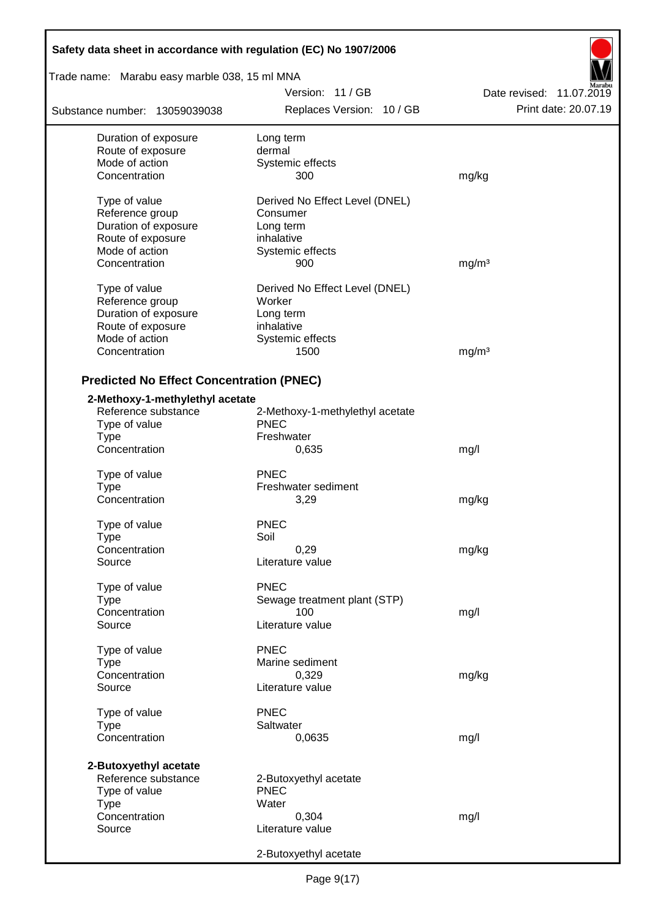| | | |
|---|---|---|
| Duration of exposure | Long term | |
| Route of exposure | dermal | |
| Mode of action | Systemic effects | |
| Concentration | 300 | mg/kg |
| | | |
| Type of value | Derived No Effect Level (DNEL) | |
| Reference group | Consumer | |
| Duration of exposure | Long term | |
| Route of exposure | inhalative | |
| Mode of action | Systemic effects | |
| Concentration | 900 | mg/m³ |
| | | |
| Type of value | Derived No Effect Level (DNEL) | |
| Reference group | Worker | |
| Duration of exposure | Long term | |
| Route of exposure | inhalative | |
| Mode of action | Systemic effects | |
| Concentration | 1500 | mg/m³ |

## Predicted No Effect Concentration (PNEC)

**2-Methoxy-1-methylethyl acetate**

| | | |
|---|---|---|
| Reference substance | 2-Methoxy-1-methylethyl acetate | |
| Type of value | PNEC | |
| Type | Freshwater | |
| Concentration | 0,635 | mg/l |
| | | |
| Type of value | PNEC | |
| Type | Freshwater sediment | |
| Concentration | 3,29 | mg/kg |
| | | |
| Type of value | PNEC | |
| Type | Soil | |
| Concentration | 0,29 | mg/kg |
| Source | Literature value | |
| | | |
| Type of value | PNEC | |
| Type | Sewage treatment plant (STP) | |
| Concentration | 100 | mg/l |
| Source | Literature value | |
| | | |
| Type of value | PNEC | |
| Type | Marine sediment | |
| Concentration | 0,329 | mg/kg |
| Source | Literature value | |
| | | |
| Type of value | PNEC | |
| Type | Saltwater | |
| Concentration | 0,0635 | mg/l |

**2-Butoxyethyl acetate**

| | | |
|---|---|---|
| Reference substance | 2-Butoxyethyl acetate | |
| Type of value | PNEC | |
| Type | Water | |
| Concentration | 0,304 | mg/l |
| Source | Literature value | |
| | | |
| | 2-Butoxyethyl acetate | |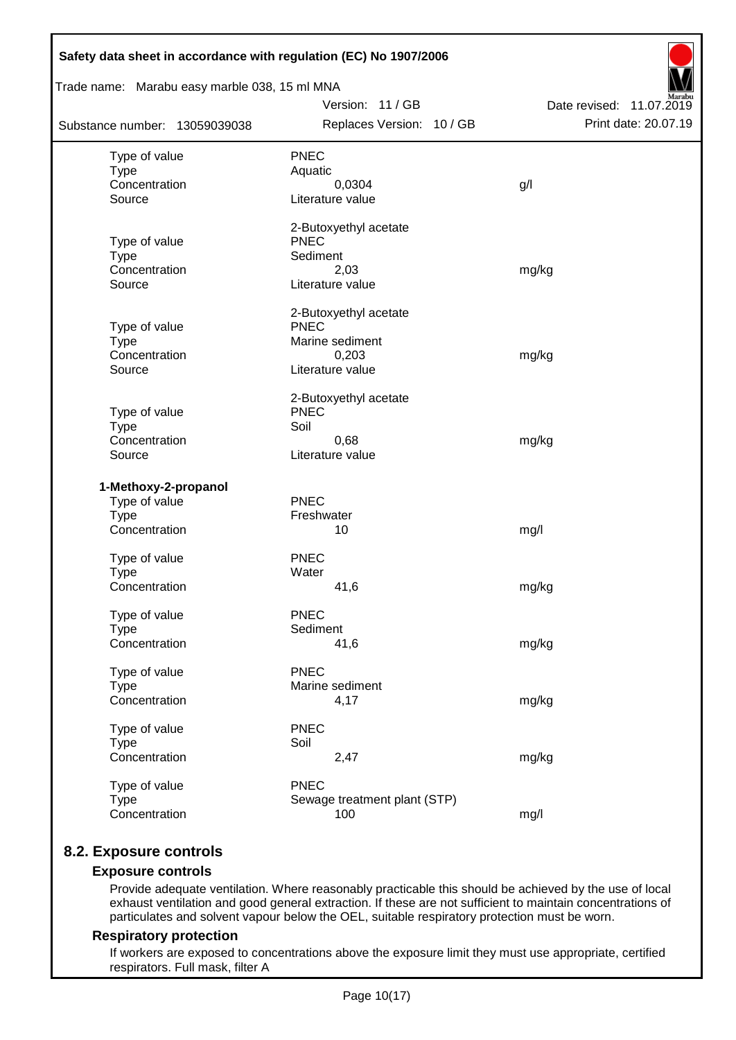| | | |
|---|---|---|
| Type of value | PNEC | |
| Type | Aquatic | |
| Concentration | 0,0304 | g/l |
| Source | Literature value | |
| | | |
| | 2-Butoxyethyl acetate | |
| Type of value | PNEC | |
| Type | Sediment | |
| Concentration | 2,03 | mg/kg |
| Source | Literature value | |
| | | |
| | 2-Butoxyethyl acetate | |
| Type of value | PNEC | |
| Type | Marine sediment | |
| Concentration | 0,203 | mg/kg |
| Source | Literature value | |
| | | |
| | 2-Butoxyethyl acetate | |
| Type of value | PNEC | |
| Type | Soil | |
| Concentration | 0,68 | mg/kg |
| Source | Literature value | |

**1-Methoxy-2-propanol**

| | | |
|---|---|---|
| Type of value | PNEC | |
| Type | Freshwater | |
| Concentration | 10 | mg/l |
| | | |
| Type of value | PNEC | |
| Type | Water | |
| Concentration | 41,6 | mg/kg |
| | | |
| Type of value | PNEC | |
| Type | Sediment | |
| Concentration | 41,6 | mg/kg |
| | | |
| Type of value | PNEC | |
| Type | Marine sediment | |
| Concentration | 4,17 | mg/kg |
| | | |
| Type of value | PNEC | |
| Type | Soil | |
| Concentration | 2,47 | mg/kg |
| | | |
| Type of value | PNEC | |
| Type | Sewage treatment plant (STP) | |
| Concentration | 100 | mg/l |

## 8.2. Exposure controls

### Exposure controls

Provide adequate ventilation. Where reasonably practicable this should be achieved by the use of local exhaust ventilation and good general extraction. If these are not sufficient to maintain concentrations of particulates and solvent vapour below the OEL, suitable respiratory protection must be worn.

### Respiratory protection

If workers are exposed to concentrations above the exposure limit they must use appropriate, certified respirators. Full mask, filter A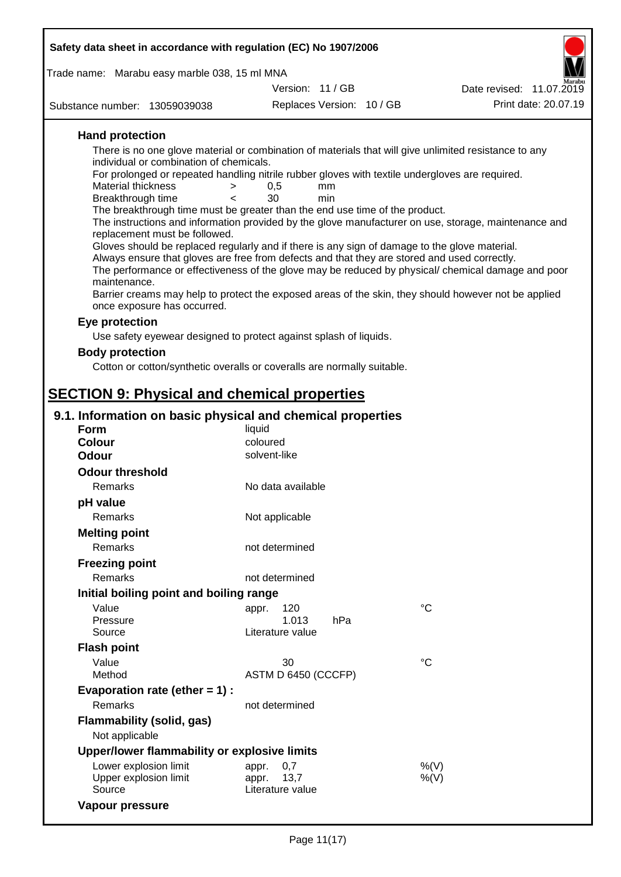### Hand protection

There is no one glove material or combination of materials that will give unlimited resistance to any individual or combination of chemicals.

For prolonged or repeated handling nitrile rubber gloves with textile undergloves are required.

| | | | |
|---|---|---|---|
| Material thickness | > | 0,5 | mm |
| Breakthrough time | < | 30 | min |

The breakthrough time must be greater than the end use time of the product.

The instructions and information provided by the glove manufacturer on use, storage, maintenance and replacement must be followed.

Gloves should be replaced regularly and if there is any sign of damage to the glove material.

Always ensure that gloves are free from defects and that they are stored and used correctly.

The performance or effectiveness of the glove may be reduced by physical/ chemical damage and poor maintenance.

Barrier creams may help to protect the exposed areas of the skin, they should however not be applied once exposure has occurred.

### Eye protection

Use safety eyewear designed to protect against splash of liquids.

### Body protection

Cotton or cotton/synthetic overalls or coveralls are normally suitable.

# SECTION 9: Physical and chemical properties

## 9.1. Information on basic physical and chemical properties

**Form** liquid

**Colour** coloured

**Odour** solvent-like

**Odour threshold**

Remarks: No data available

**pH value**

Remarks: Not applicable

**Melting point**

Remarks: not determined

**Freezing point**

Remarks: not determined

**Initial boiling point and boiling range**

| | | |
|---|---|---|
| Value | appr. 120 | °C |
| Pressure | 1.013 hPa | |
| Source | Literature value | |

**Flash point**

| | | |
|---|---|---|
| Value | 30 | °C |
| Method | ASTM D 6450 (CCCFP) | |

**Evaporation rate (ether = 1) :**

Remarks: not determined

**Flammability (solid, gas)**

Not applicable

**Upper/lower flammability or explosive limits**

| | | |
|---|---|---|
| Lower explosion limit | appr. 0,7 | %(V) |
| Upper explosion limit | appr. 13,7 | %(V) |
| Source | Literature value | |

**Vapour pressure**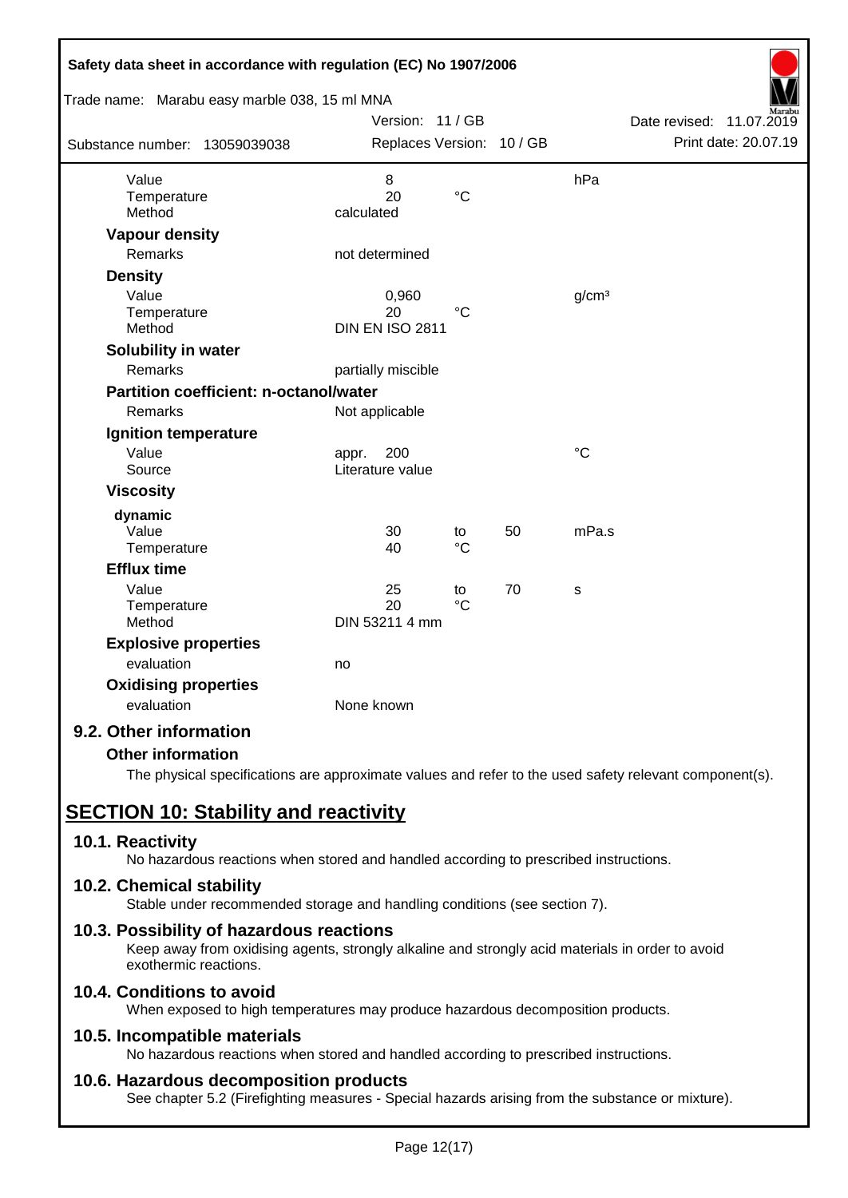| | | | | |
|---|---|---|---|---|
| Value | 8 | | | hPa |
| Temperature | 20 | °C | | |
| Method | calculated | | | |

**Vapour density**

| | |
|---|---|
| Remarks | not determined |

**Density**

| | | | |
|---|---|---|---|
| Value | 0,960 | | g/cm³ |
| Temperature | 20 | °C | |
| Method | DIN EN ISO 2811 | | |

**Solubility in water**

| | |
|---|---|
| Remarks | partially miscible |

**Partition coefficient: n-octanol/water**

| | |
|---|---|
| Remarks | Not applicable |

**Ignition temperature**

| | | |
|---|---|---|
| Value | appr. 200 | °C |
| Source | Literature value | |

**Viscosity**

dynamic

| | | | | |
|---|---|---|---|---|
| Value | 30 | to | 50 | mPa.s |
| Temperature | 40 | °C | | |

**Efflux time**

| | | | | |
|---|---|---|---|---|
| Value | 25 | to | 70 | s |
| Temperature | 20 | °C | | |
| Method | DIN 53211 4 mm | | | |

**Explosive properties**

| | |
|---|---|
| evaluation | no |

**Oxidising properties**

| | |
|---|---|
| evaluation | None known |

## 9.2. Other information

**Other information**

The physical specifications are approximate values and refer to the used safety relevant component(s).

# SECTION 10: Stability and reactivity

## 10.1. Reactivity

No hazardous reactions when stored and handled according to prescribed instructions.

## 10.2. Chemical stability

Stable under recommended storage and handling conditions (see section 7).

## 10.3. Possibility of hazardous reactions

Keep away from oxidising agents, strongly alkaline and strongly acid materials in order to avoid exothermic reactions.

## 10.4. Conditions to avoid

When exposed to high temperatures may produce hazardous decomposition products.

## 10.5. Incompatible materials

No hazardous reactions when stored and handled according to prescribed instructions.

## 10.6. Hazardous decomposition products

See chapter 5.2 (Firefighting measures - Special hazards arising from the substance or mixture).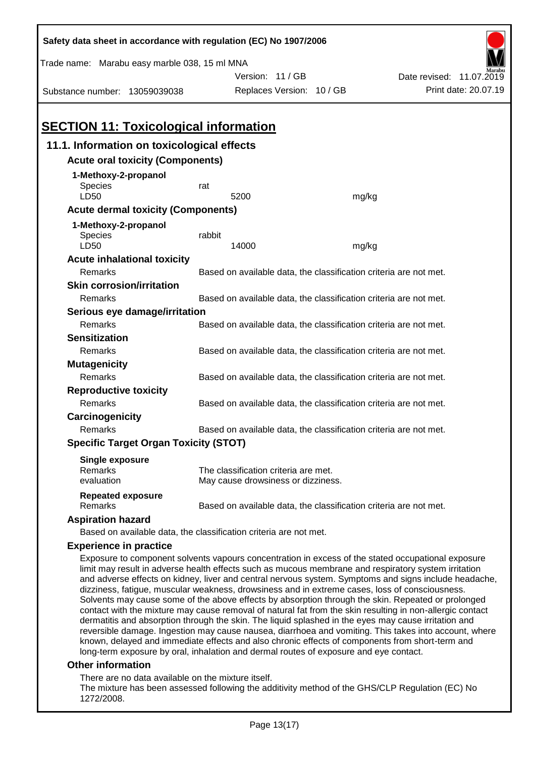Safety data sheet in accordance with regulation (EC) No 1907/2006

Trade name: Marabu easy marble 038, 15 ml MNA

Version: 11 / GB — Date revised: 11.07.2019

Substance number: 13059039038 — Replaces Version: 10 / GB — Print date: 20.07.19

# SECTION 11: Toxicological information

## 11.1. Information on toxicological effects

### Acute oral toxicity (Components)

**1-Methoxy-2-propanol**

| | | |
|---|---|---|
| Species | rat | |
| LD50 | 5200 | mg/kg |

### Acute dermal toxicity (Components)

**1-Methoxy-2-propanol**

| | | |
|---|---|---|
| Species | rabbit | |
| LD50 | 14000 | mg/kg |

### Acute inhalational toxicity

Remarks: Based on available data, the classification criteria are not met.

### Skin corrosion/irritation

Remarks: Based on available data, the classification criteria are not met.

### Serious eye damage/irritation

Remarks: Based on available data, the classification criteria are not met.

### Sensitization

Remarks: Based on available data, the classification criteria are not met.

### Mutagenicity

Remarks: Based on available data, the classification criteria are not met.

### Reproductive toxicity

Remarks: Based on available data, the classification criteria are not met.

### Carcinogenicity

Remarks: Based on available data, the classification criteria are not met.

### Specific Target Organ Toxicity (STOT)

**Single exposure**

Remarks: The classification criteria are met.

evaluation: May cause drowsiness or dizziness.

**Repeated exposure**

Remarks: Based on available data, the classification criteria are not met.

### Aspiration hazard

Based on available data, the classification criteria are not met.

### Experience in practice

Exposure to component solvents vapours concentration in excess of the stated occupational exposure limit may result in adverse health effects such as mucous membrane and respiratory system irritation and adverse effects on kidney, liver and central nervous system. Symptoms and signs include headache, dizziness, fatigue, muscular weakness, drowsiness and in extreme cases, loss of consciousness. Solvents may cause some of the above effects by absorption through the skin. Repeated or prolonged contact with the mixture may cause removal of natural fat from the skin resulting in non-allergic contact dermatitis and absorption through the skin. The liquid splashed in the eyes may cause irritation and reversible damage. Ingestion may cause nausea, diarrhoea and vomiting. This takes into account, where known, delayed and immediate effects and also chronic effects of components from short-term and long-term exposure by oral, inhalation and dermal routes of exposure and eye contact.

### Other information

There are no data available on the mixture itself.
The mixture has been assessed following the additivity method of the GHS/CLP Regulation (EC) No 1272/2008.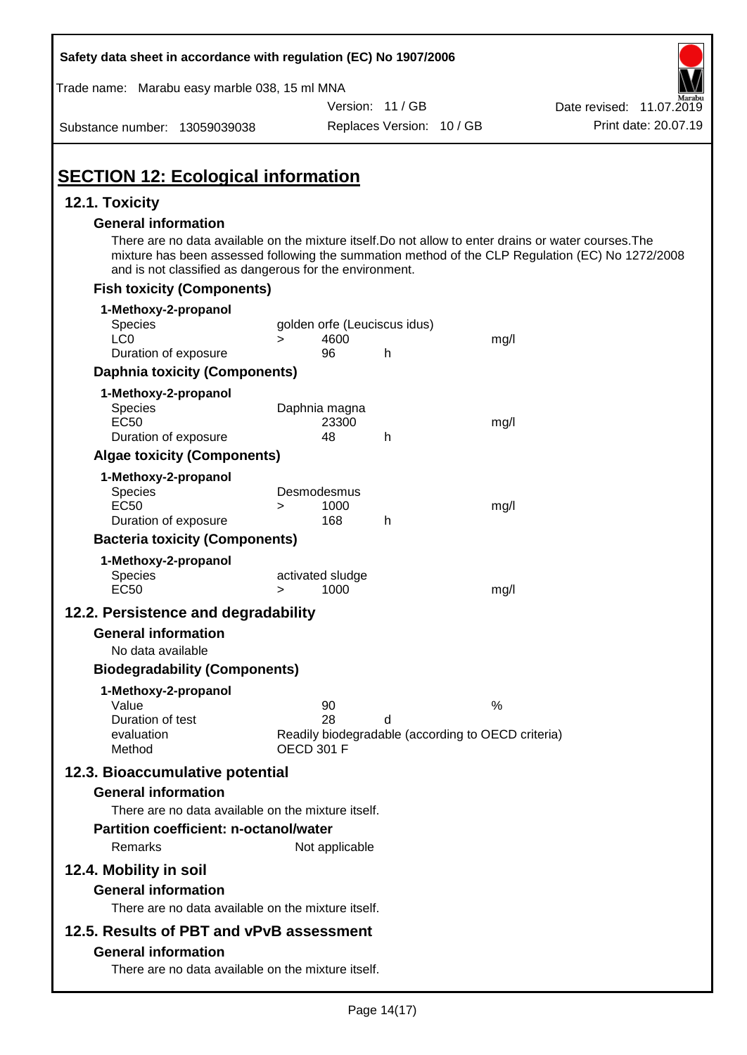## SECTION 12: Ecological information

### 12.1. Toxicity

**General information**

There are no data available on the mixture itself.Do not allow to enter drains or water courses.The mixture has been assessed following the summation method of the CLP Regulation (EC) No 1272/2008 and is not classified as dangerous for the environment.

**Fish toxicity (Components)**

**1-Methoxy-2-propanol**

| | | | | |
|---|---|---|---|---|
| Species | golden orfe (Leuciscus idus) | | | |
| LC0 | > | 4600 | | mg/l |
| Duration of exposure | | 96 | h | |

**Daphnia toxicity (Components)**

**1-Methoxy-2-propanol**

| | | | | |
|---|---|---|---|---|
| Species | Daphnia magna | | | |
| EC50 | | 23300 | | mg/l |
| Duration of exposure | | 48 | h | |

**Algae toxicity (Components)**

**1-Methoxy-2-propanol**

| | | | | |
|---|---|---|---|---|
| Species | Desmodesmus | | | |
| EC50 | > | 1000 | | mg/l |
| Duration of exposure | | 168 | h | |

**Bacteria toxicity (Components)**

**1-Methoxy-2-propanol**

| | | | | |
|---|---|---|---|---|
| Species | activated sludge | | | |
| EC50 | > | 1000 | | mg/l |

### 12.2. Persistence and degradability

**General information**

No data available

**Biodegradability (Components)**

**1-Methoxy-2-propanol**

| | | | |
|---|---|---|---|
| Value | 90 | | % |
| Duration of test | 28 | d | |
| evaluation | Readily biodegradable (according to OECD criteria) | | |
| Method | OECD 301 F | | |

### 12.3. Bioaccumulative potential

**General information**

There are no data available on the mixture itself.

**Partition coefficient: n-octanol/water**

Remarks: Not applicable

### 12.4. Mobility in soil

**General information**

There are no data available on the mixture itself.

### 12.5. Results of PBT and vPvB assessment

**General information**

There are no data available on the mixture itself.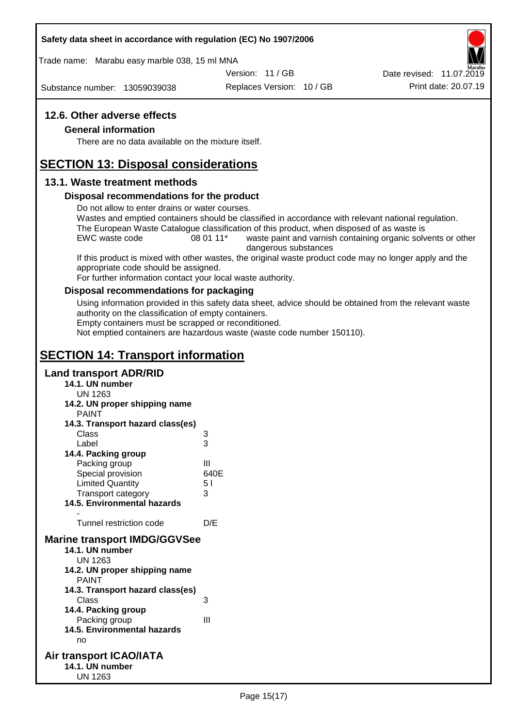## 12.6. Other adverse effects

### General information

There are no data available on the mixture itself.

# SECTION 13: Disposal considerations

## 13.1. Waste treatment methods

### Disposal recommendations for the product

Do not allow to enter drains or water courses.
Wastes and emptied containers should be classified in accordance with relevant national regulation.
The European Waste Catalogue classification of this product, when disposed of as waste is

| | | |
|---|---|---|
| EWC waste code | 08 01 11* | waste paint and varnish containing organic solvents or other dangerous substances |

If this product is mixed with other wastes, the original waste product code may no longer apply and the appropriate code should be assigned.
For further information contact your local waste authority.

### Disposal recommendations for packaging

Using information provided in this safety data sheet, advice should be obtained from the relevant waste authority on the classification of empty containers.
Empty containers must be scrapped or reconditioned.
Not emptied containers are hazardous waste (waste code number 150110).

# SECTION 14: Transport information

## Land transport ADR/RID

**14.1. UN number**
UN 1263

**14.2. UN proper shipping name**
PAINT

**14.3. Transport hazard class(es)**

| | |
|---|---|
| Class | 3 |
| Label | 3 |

**14.4. Packing group**

| | |
|---|---|
| Packing group | III |
| Special provision | 640E |
| Limited Quantity | 5 l |
| Transport category | 3 |

**14.5. Environmental hazards**
-

| | |
|---|---|
| Tunnel restriction code | D/E |

## Marine transport IMDG/GGVSee

**14.1. UN number**
UN 1263

**14.2. UN proper shipping name**
PAINT

**14.3. Transport hazard class(es)**

| | |
|---|---|
| Class | 3 |

**14.4. Packing group**

| | |
|---|---|
| Packing group | III |

**14.5. Environmental hazards**
no

## Air transport ICAO/IATA

**14.1. UN number**
UN 1263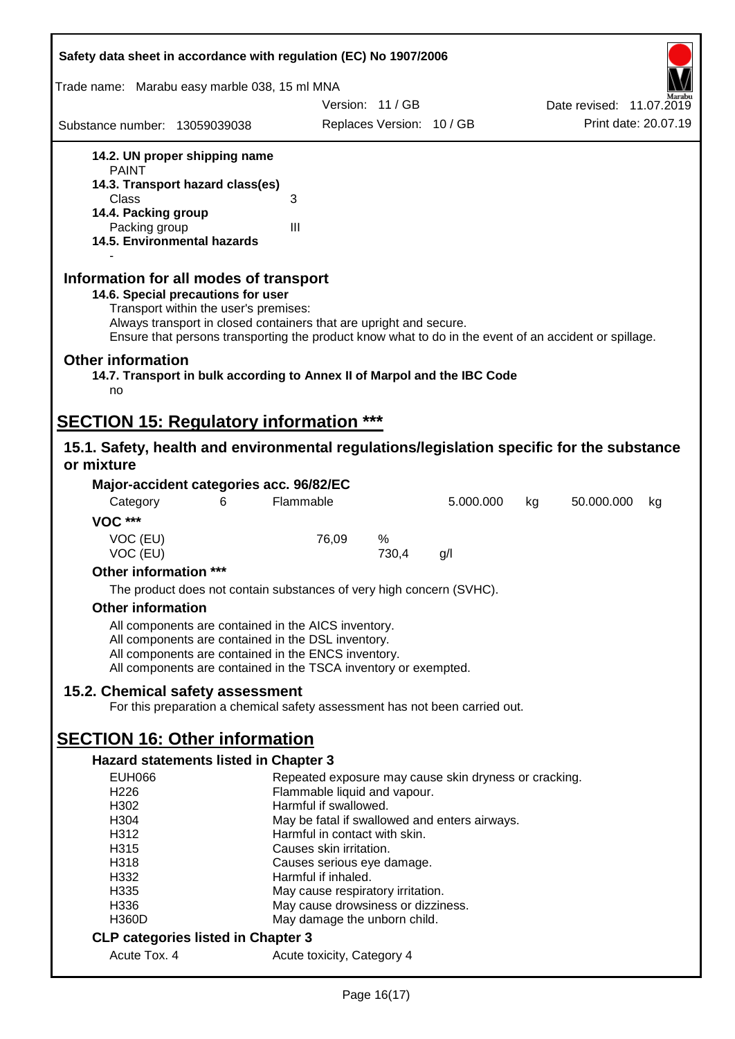Safety data sheet in accordance with regulation (EC) No 1907/2006

Trade name: Marabu easy marble 038, 15 ml MNA

Version: 11 / GB | Date revised: 11.07.2019

Substance number: 13059039038 | Replaces Version: 10 / GB | Print date: 20.07.19

**14.2. UN proper shipping name**
PAINT

**14.3. Transport hazard class(es)**
Class 3

**14.4. Packing group**
Packing group III

**14.5. Environmental hazards**
-

## Information for all modes of transport

**14.6. Special precautions for user**

Transport within the user's premises:
Always transport in closed containers that are upright and secure.
Ensure that persons transporting the product know what to do in the event of an accident or spillage.

## Other information

**14.7. Transport in bulk according to Annex II of Marpol and the IBC Code**
no

# SECTION 15: Regulatory information ***

## 15.1. Safety, health and environmental regulations/legislation specific for the substance or mixture

**Major-accident categories acc. 96/82/EC**

| Category | 6 | Flammable | 5.000.000 | kg | 50.000.000 | kg |
|---|---|---|---|---|---|---|

**VOC *****

| | | | |
|---|---|---|---|
| VOC (EU) | 76,09 | % | |
| VOC (EU) | | 730,4 | g/l |

**Other information *****

The product does not contain substances of very high concern (SVHC).

**Other information**

All components are contained in the AICS inventory.
All components are contained in the DSL inventory.
All components are contained in the ENCS inventory.
All components are contained in the TSCA inventory or exempted.

## 15.2. Chemical safety assessment

For this preparation a chemical safety assessment has not been carried out.

# SECTION 16: Other information

**Hazard statements listed in Chapter 3**

| | |
|---|---|
| EUH066 | Repeated exposure may cause skin dryness or cracking. |
| H226 | Flammable liquid and vapour. |
| H302 | Harmful if swallowed. |
| H304 | May be fatal if swallowed and enters airways. |
| H312 | Harmful in contact with skin. |
| H315 | Causes skin irritation. |
| H318 | Causes serious eye damage. |
| H332 | Harmful if inhaled. |
| H335 | May cause respiratory irritation. |
| H336 | May cause drowsiness or dizziness. |
| H360D | May damage the unborn child. |

**CLP categories listed in Chapter 3**

| | |
|---|---|
| Acute Tox. 4 | Acute toxicity, Category 4 |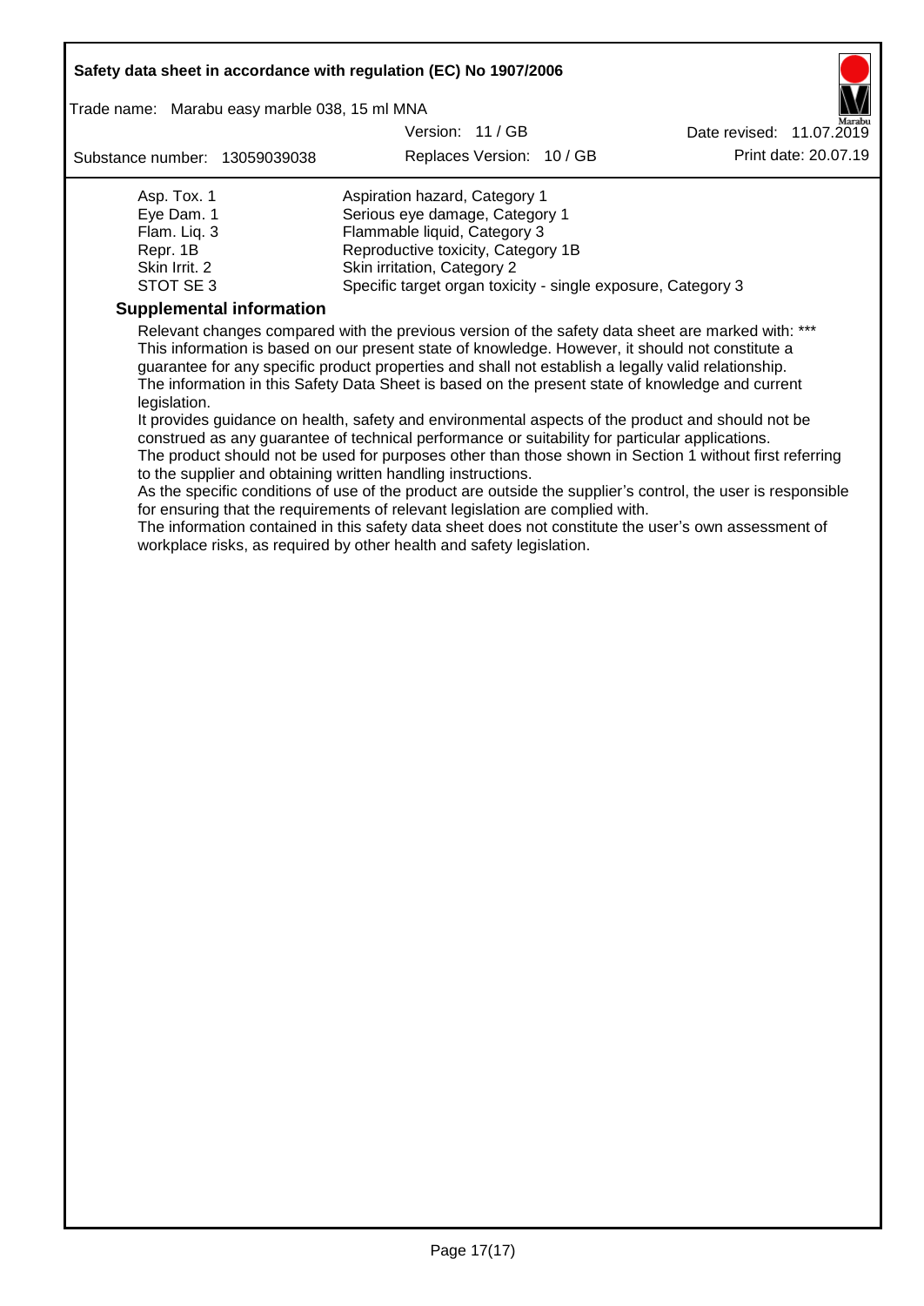| | |
|---|---|
| Asp. Tox. 1 | Aspiration hazard, Category 1 |
| Eye Dam. 1 | Serious eye damage, Category 1 |
| Flam. Liq. 3 | Flammable liquid, Category 3 |
| Repr. 1B | Reproductive toxicity, Category 1B |
| Skin Irrit. 2 | Skin irritation, Category 2 |
| STOT SE 3 | Specific target organ toxicity - single exposure, Category 3 |

## Supplemental information

Relevant changes compared with the previous version of the safety data sheet are marked with: ***
This information is based on our present state of knowledge. However, it should not constitute a guarantee for any specific product properties and shall not establish a legally valid relationship.
The information in this Safety Data Sheet is based on the present state of knowledge and current legislation.
It provides guidance on health, safety and environmental aspects of the product and should not be construed as any guarantee of technical performance or suitability for particular applications.
The product should not be used for purposes other than those shown in Section 1 without first referring to the supplier and obtaining written handling instructions.
As the specific conditions of use of the product are outside the supplier's control, the user is responsible for ensuring that the requirements of relevant legislation are complied with.
The information contained in this safety data sheet does not constitute the user's own assessment of workplace risks, as required by other health and safety legislation.